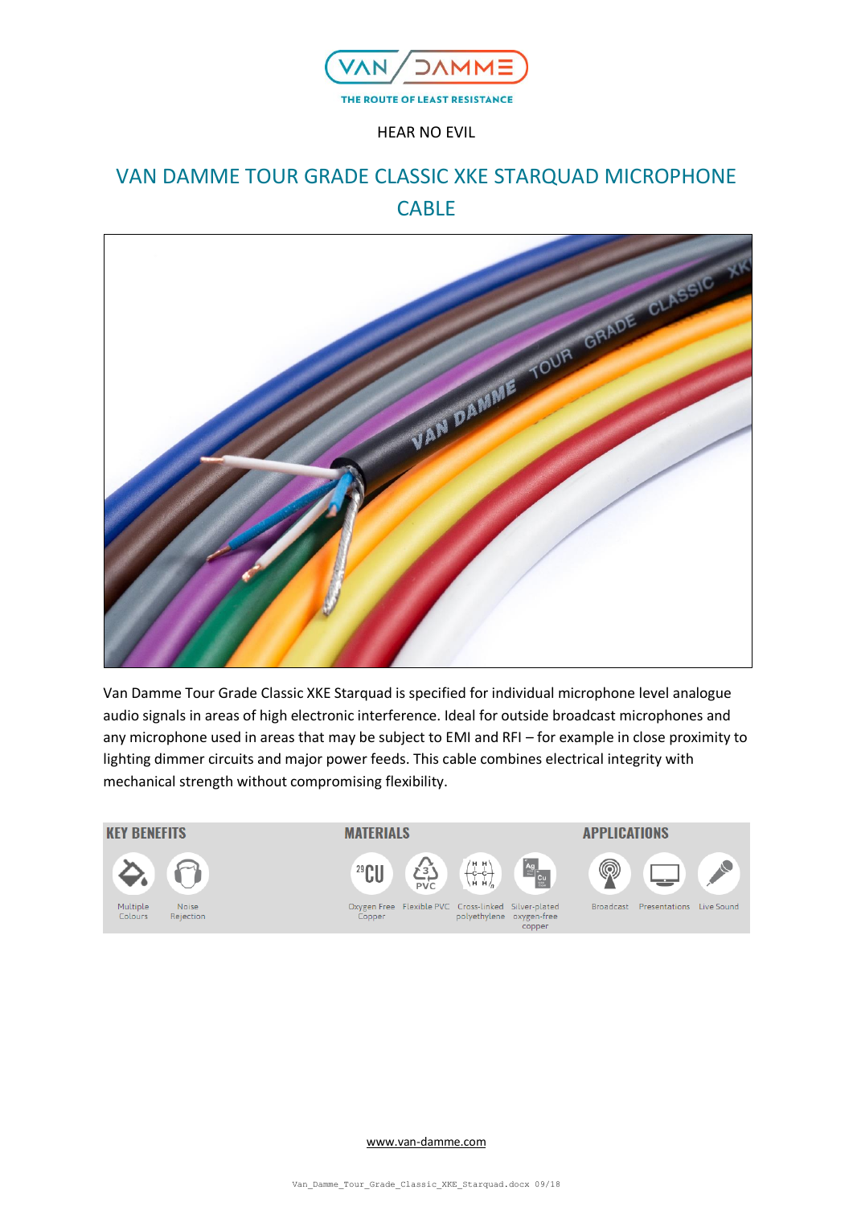VAN DAMME
THE ROUTE OF LEAST RESISTANCE

HEAR NO EVIL

# VAN DAMME TOUR GRADE CLASSIC XKE STARQUAD MICROPHONE CABLE

Van Damme Tour Grade Classic XKE Starquad is specified for individual microphone level analogue audio signals in areas of high electronic interference. Ideal for outside broadcast microphones and any microphone used in areas that may be subject to EMI and RFI – for example in close proximity to lighting dimmer circuits and major power feeds. This cable combines electrical integrity with mechanical strength without compromising flexibility.

## KEY BENEFITS

- Multiple Colours
- Noise Rejection

## MATERIALS

- Oxygen Free Copper
- Flexible PVC
- Cross-linked polyethylene
- Silver-plated oxygen-free copper

## APPLICATIONS

- Broadcast
- Presentations
- Live Sound

www.van-damme.com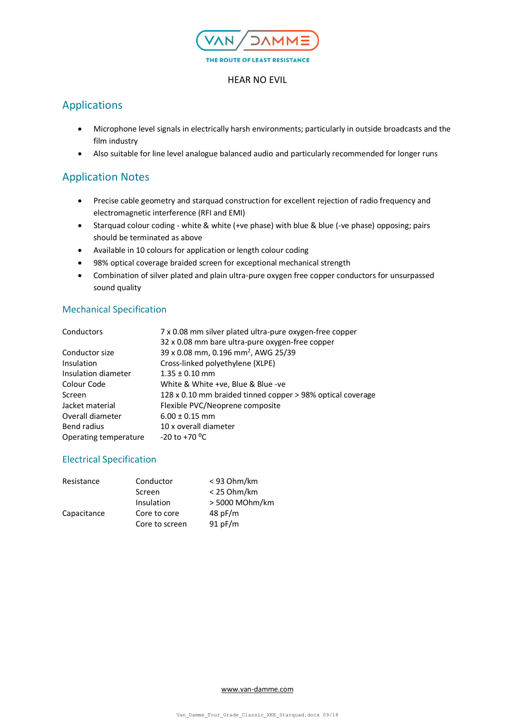VAN DAMME

THE ROUTE OF LEAST RESISTANCE

HEAR NO EVIL

## Applications

- Microphone level signals in electrically harsh environments; particularly in outside broadcasts and the film industry
- Also suitable for line level analogue balanced audio and particularly recommended for longer runs

## Application Notes

- Precise cable geometry and starquad construction for excellent rejection of radio frequency and electromagnetic interference (RFI and EMI)
- Starquad colour coding - white & white (+ve phase) with blue & blue (-ve phase) opposing; pairs should be terminated as above
- Available in 10 colours for application or length colour coding
- 98% optical coverage braided screen for exceptional mechanical strength
- Combination of silver plated and plain ultra-pure oxygen free copper conductors for unsurpassed sound quality

### Mechanical Specification

| | |
|---|---|
| Conductors | 7 x 0.08 mm silver plated ultra-pure oxygen-free copper |
| | 32 x 0.08 mm bare ultra-pure oxygen-free copper |
| Conductor size | 39 x 0.08 mm, 0.196 $mm^2$, AWG 25/39 |
| Insulation | Cross-linked polyethylene (XLPE) |
| Insulation diameter | 1.35 ± 0.10 mm |
| Colour Code | White & White +ve, Blue & Blue -ve |
| Screen | 128 x 0.10 mm braided tinned copper > 98% optical coverage |
| Jacket material | Flexible PVC/Neoprene composite |
| Overall diameter | 6.00 ± 0.15 mm |
| Bend radius | 10 x overall diameter |
| Operating temperature | -20 to +70 $^{o}$C |

### Electrical Specification

| | | |
|---|---|---|
| Resistance | Conductor | < 93 Ohm/km |
| | Screen | < 25 Ohm/km |
| | Insulation | > 5000 MOhm/km |
| Capacitance | Core to core | 48 pF/m |
| | Core to screen | 91 pF/m |

www.van-damme.com

Van_Damme_Tour_Grade_Classic_XKE_Starquad.docx 09/18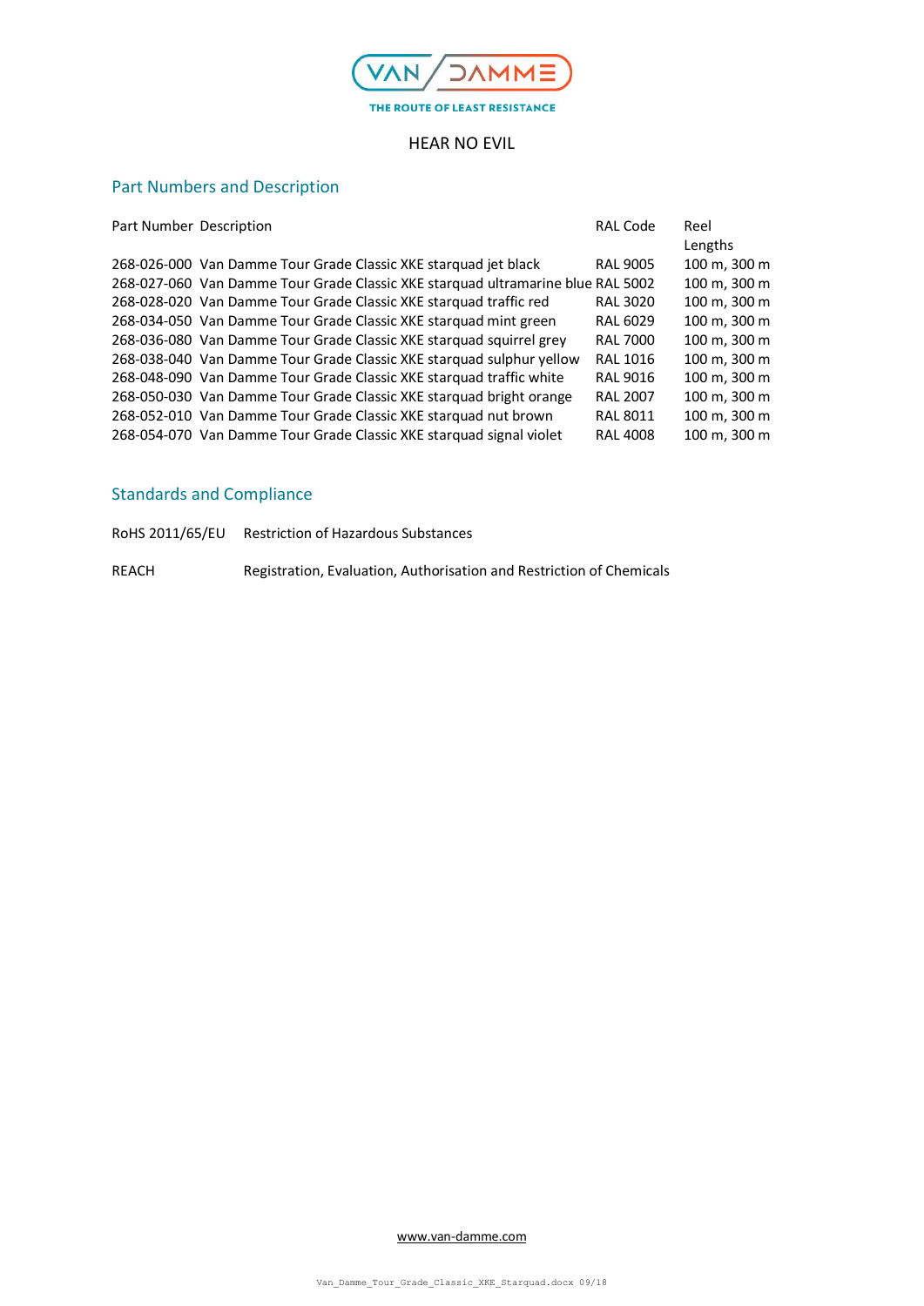HEAR NO EVIL

## Part Numbers and Description

| Part Number | Description | RAL Code | Reel Lengths |
|---|---|---|---|
| 268-026-000 | Van Damme Tour Grade Classic XKE starquad jet black | RAL 9005 | 100 m, 300 m |
| 268-027-060 | Van Damme Tour Grade Classic XKE starquad ultramarine blue | RAL 5002 | 100 m, 300 m |
| 268-028-020 | Van Damme Tour Grade Classic XKE starquad traffic red | RAL 3020 | 100 m, 300 m |
| 268-034-050 | Van Damme Tour Grade Classic XKE starquad mint green | RAL 6029 | 100 m, 300 m |
| 268-036-080 | Van Damme Tour Grade Classic XKE starquad squirrel grey | RAL 7000 | 100 m, 300 m |
| 268-038-040 | Van Damme Tour Grade Classic XKE starquad sulphur yellow | RAL 1016 | 100 m, 300 m |
| 268-048-090 | Van Damme Tour Grade Classic XKE starquad traffic white | RAL 9016 | 100 m, 300 m |
| 268-050-030 | Van Damme Tour Grade Classic XKE starquad bright orange | RAL 2007 | 100 m, 300 m |
| 268-052-010 | Van Damme Tour Grade Classic XKE starquad nut brown | RAL 8011 | 100 m, 300 m |
| 268-054-070 | Van Damme Tour Grade Classic XKE starquad signal violet | RAL 4008 | 100 m, 300 m |

## Standards and Compliance

| | |
|---|---|
| RoHS 2011/65/EU | Restriction of Hazardous Substances |
| REACH | Registration, Evaluation, Authorisation and Restriction of Chemicals |

www.van-damme.com

Van_Damme_Tour_Grade_Classic_XKE_Starquad.docx 09/18